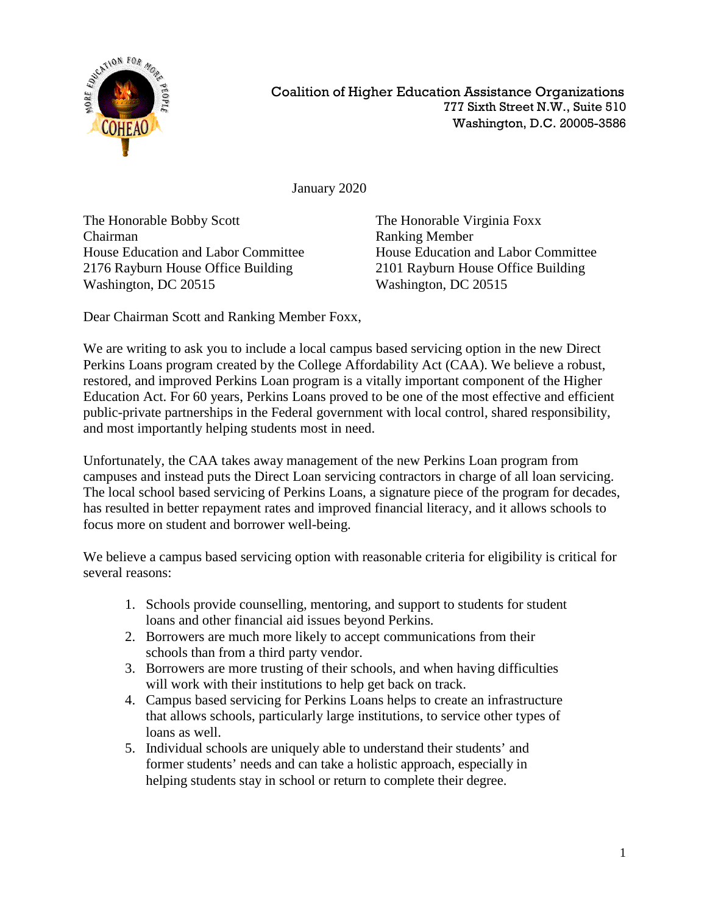Coalition of Higher Education Assistance Organizations
777 Sixth Street N.W., Suite 510
Washington, D.C. 20005-3586

January 2020

The Honorable Bobby Scott
Chairman
House Education and Labor Committee
2176 Rayburn House Office Building
Washington, DC 20515

The Honorable Virginia Foxx
Ranking Member
House Education and Labor Committee
2101 Rayburn House Office Building
Washington, DC 20515

Dear Chairman Scott and Ranking Member Foxx,

We are writing to ask you to include a local campus based servicing option in the new Direct Perkins Loans program created by the College Affordability Act (CAA). We believe a robust, restored, and improved Perkins Loan program is a vitally important component of the Higher Education Act. For 60 years, Perkins Loans proved to be one of the most effective and efficient public-private partnerships in the Federal government with local control, shared responsibility, and most importantly helping students most in need.

Unfortunately, the CAA takes away management of the new Perkins Loan program from campuses and instead puts the Direct Loan servicing contractors in charge of all loan servicing. The local school based servicing of Perkins Loans, a signature piece of the program for decades, has resulted in better repayment rates and improved financial literacy, and it allows schools to focus more on student and borrower well-being.

We believe a campus based servicing option with reasonable criteria for eligibility is critical for several reasons:

1. Schools provide counselling, mentoring, and support to students for student loans and other financial aid issues beyond Perkins.
2. Borrowers are much more likely to accept communications from their schools than from a third party vendor.
3. Borrowers are more trusting of their schools, and when having difficulties will work with their institutions to help get back on track.
4. Campus based servicing for Perkins Loans helps to create an infrastructure that allows schools, particularly large institutions, to service other types of loans as well.
5. Individual schools are uniquely able to understand their students' and former students' needs and can take a holistic approach, especially in helping students stay in school or return to complete their degree.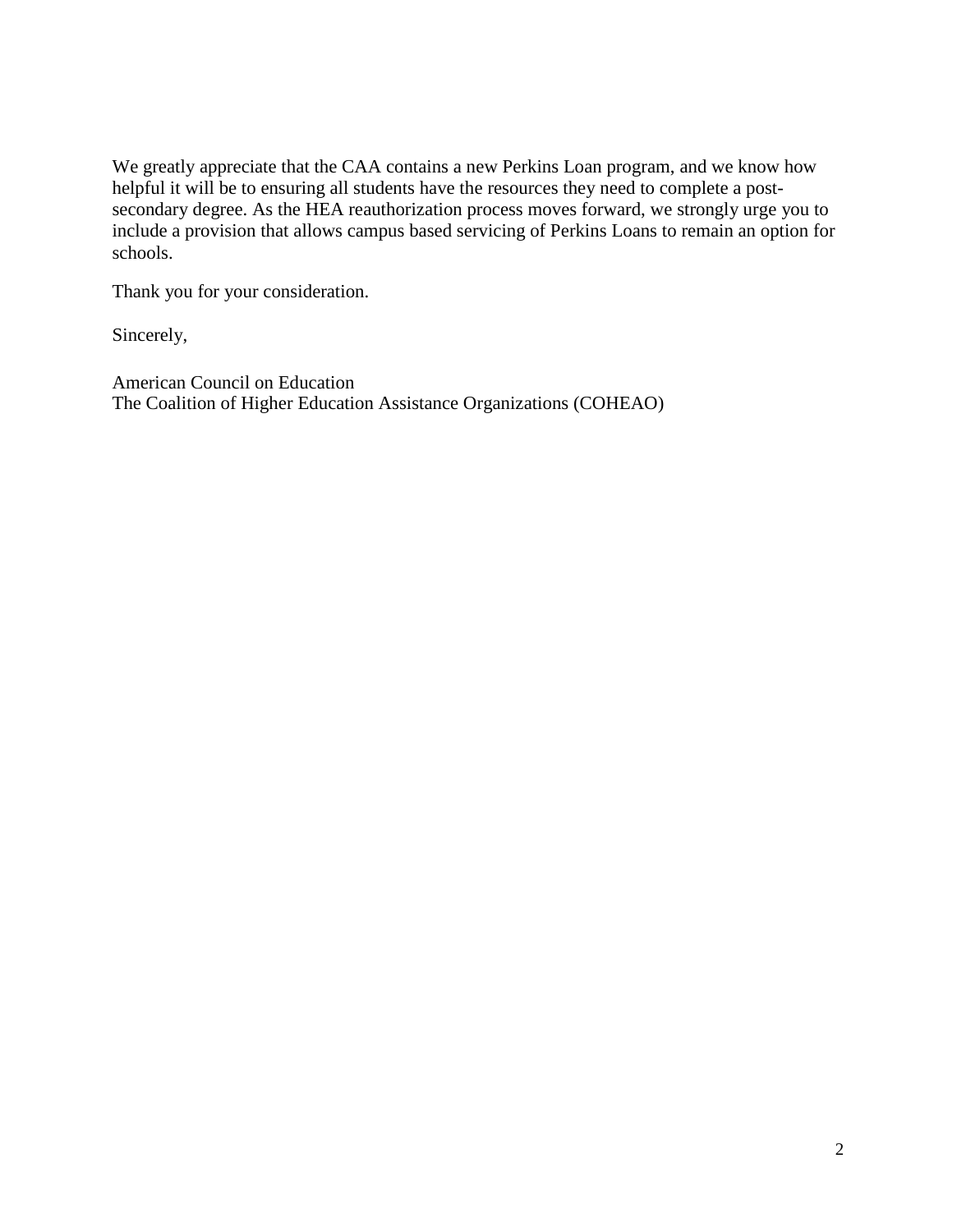We greatly appreciate that the CAA contains a new Perkins Loan program, and we know how helpful it will be to ensuring all students have the resources they need to complete a post-secondary degree. As the HEA reauthorization process moves forward, we strongly urge you to include a provision that allows campus based servicing of Perkins Loans to remain an option for schools.

Thank you for your consideration.

Sincerely,

American Council on Education  
The Coalition of Higher Education Assistance Organizations (COHEAO)